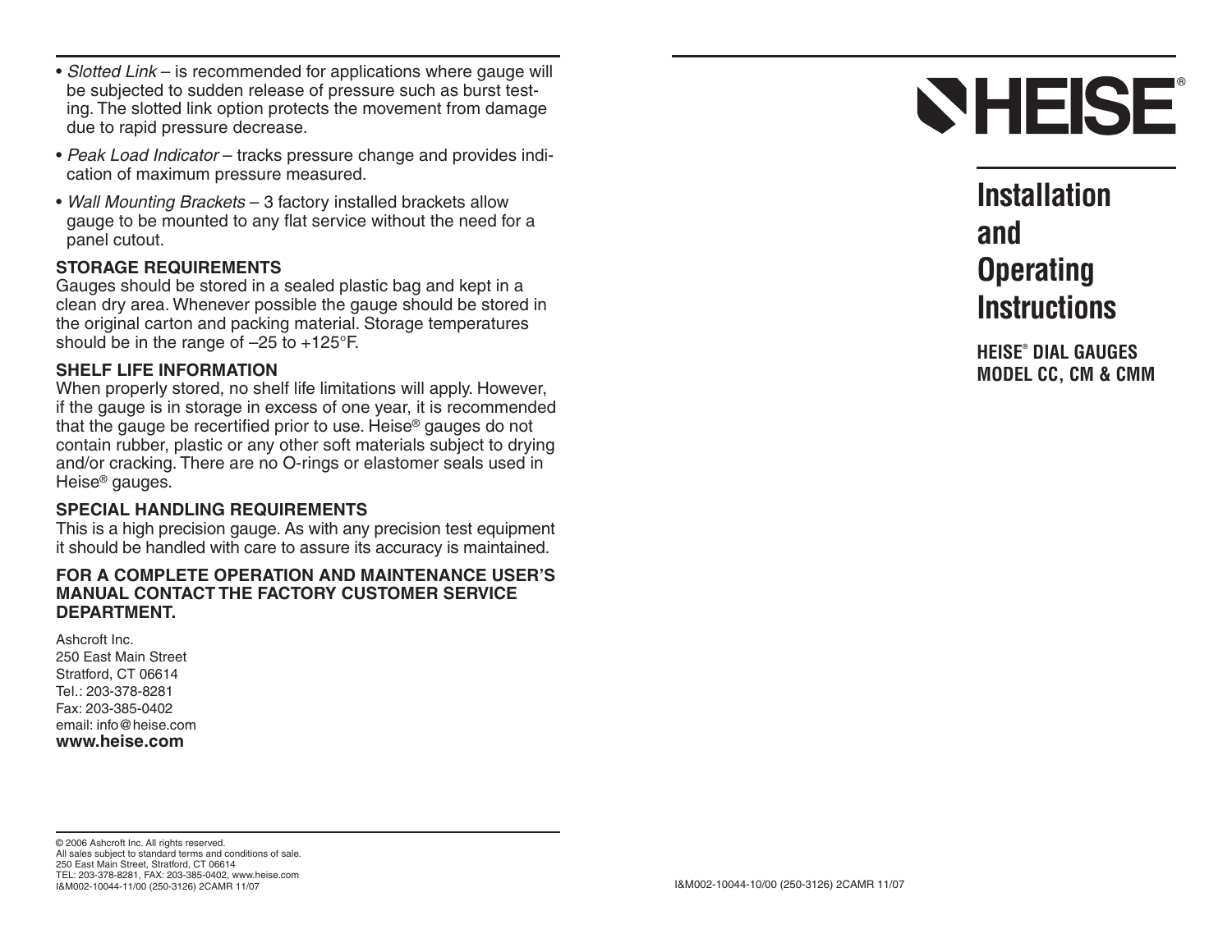- *Slotted Link* – is recommended for applications where gauge will be subjected to sudden release of pressure such as burst testing. The slotted link option protects the movement from damage due to rapid pressure decrease.
- *Peak Load Indicator* – tracks pressure change and provides indication of maximum pressure measured.
- *Wall Mounting Brackets* – 3 factory installed brackets allow gauge to be mounted to any flat service without the need for a panel cutout.

**STORAGE REQUIREMENTS**

Gauges should be stored in a sealed plastic bag and kept in a clean dry area. Whenever possible the gauge should be stored in the original carton and packing material. Storage temperatures should be in the range of –25 to +125°F.

**SHELF LIFE INFORMATION**

When properly stored, no shelf life limitations will apply. However, if the gauge is in storage in excess of one year, it is recommended that the gauge be recertified prior to use. Heise® gauges do not contain rubber, plastic or any other soft materials subject to drying and/or cracking. There are no O-rings or elastomer seals used in Heise® gauges.

**SPECIAL HANDLING REQUIREMENTS**

This is a high precision gauge. As with any precision test equipment it should be handled with care to assure its accuracy is maintained.

**FOR A COMPLETE OPERATION AND MAINTENANCE USER'S MANUAL CONTACT THE FACTORY CUSTOMER SERVICE DEPARTMENT.**

Ashcroft Inc.
250 East Main Street
Stratford, CT 06614
Tel.: 203-378-8281
Fax: 203-385-0402
email: info@heise.com
**www.heise.com**

© 2006 Ashcroft Inc. All rights reserved.
All sales subject to standard terms and conditions of sale.
250 East Main Street, Stratford, CT 06614
TEL: 203-378-8281, FAX: 203-385-0402, www.heise.com
I&M002-10044-11/00 (250-3126) 2CAMR 11/07

HEISE®

# Installation and Operating Instructions

## HEISE® DIAL GAUGES MODEL CC, CM & CMM

I&M002-10044-10/00 (250-3126) 2CAMR 11/07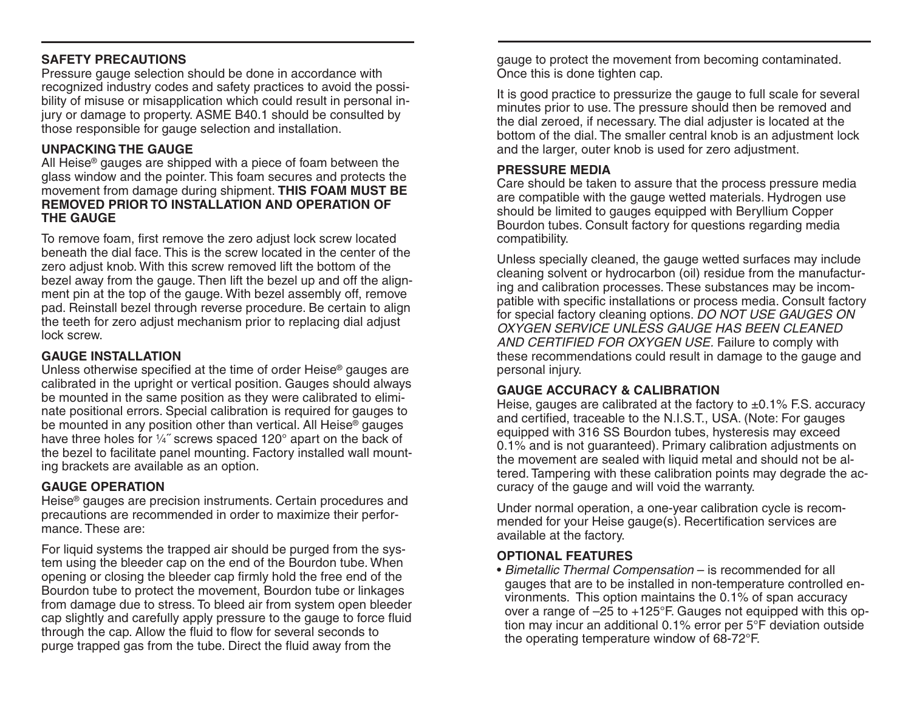## SAFETY PRECAUTIONS

Pressure gauge selection should be done in accordance with recognized industry codes and safety practices to avoid the possibility of misuse or misapplication which could result in personal injury or damage to property. ASME B40.1 should be consulted by those responsible for gauge selection and installation.

## UNPACKING THE GAUGE

All Heise® gauges are shipped with a piece of foam between the glass window and the pointer. This foam secures and protects the movement from damage during shipment. **THIS FOAM MUST BE REMOVED PRIOR TO INSTALLATION AND OPERATION OF THE GAUGE**

To remove foam, first remove the zero adjust lock screw located beneath the dial face. This is the screw located in the center of the zero adjust knob. With this screw removed lift the bottom of the bezel away from the gauge. Then lift the bezel up and off the alignment pin at the top of the gauge. With bezel assembly off, remove pad. Reinstall bezel through reverse procedure. Be certain to align the teeth for zero adjust mechanism prior to replacing dial adjust lock screw.

## GAUGE INSTALLATION

Unless otherwise specified at the time of order Heise® gauges are calibrated in the upright or vertical position. Gauges should always be mounted in the same position as they were calibrated to eliminate positional errors. Special calibration is required for gauges to be mounted in any position other than vertical. All Heise® gauges have three holes for ¼˝ screws spaced 120° apart on the back of the bezel to facilitate panel mounting. Factory installed wall mounting brackets are available as an option.

## GAUGE OPERATION

Heise® gauges are precision instruments. Certain procedures and precautions are recommended in order to maximize their performance. These are:

For liquid systems the trapped air should be purged from the system using the bleeder cap on the end of the Bourdon tube. When opening or closing the bleeder cap firmly hold the free end of the Bourdon tube to protect the movement, Bourdon tube or linkages from damage due to stress. To bleed air from system open bleeder cap slightly and carefully apply pressure to the gauge to force fluid through the cap. Allow the fluid to flow for several seconds to purge trapped gas from the tube. Direct the fluid away from the gauge to protect the movement from becoming contaminated. Once this is done tighten cap.

It is good practice to pressurize the gauge to full scale for several minutes prior to use. The pressure should then be removed and the dial zeroed, if necessary. The dial adjuster is located at the bottom of the dial. The smaller central knob is an adjustment lock and the larger, outer knob is used for zero adjustment.

## PRESSURE MEDIA

Care should be taken to assure that the process pressure media are compatible with the gauge wetted materials. Hydrogen use should be limited to gauges equipped with Beryllium Copper Bourdon tubes. Consult factory for questions regarding media compatibility.

Unless specially cleaned, the gauge wetted surfaces may include cleaning solvent or hydrocarbon (oil) residue from the manufacturing and calibration processes. These substances may be incompatible with specific installations or process media. Consult factory for special factory cleaning options. *DO NOT USE GAUGES ON OXYGEN SERVICE UNLESS GAUGE HAS BEEN CLEANED AND CERTIFIED FOR OXYGEN USE.* Failure to comply with these recommendations could result in damage to the gauge and personal injury.

## GAUGE ACCURACY & CALIBRATION

Heise, gauges are calibrated at the factory to ±0.1% F.S. accuracy and certified, traceable to the N.I.S.T., USA. (Note: For gauges equipped with 316 SS Bourdon tubes, hysteresis may exceed 0.1% and is not guaranteed). Primary calibration adjustments on the movement are sealed with liquid metal and should not be altered. Tampering with these calibration points may degrade the accuracy of the gauge and will void the warranty.

Under normal operation, a one-year calibration cycle is recommended for your Heise gauge(s). Recertification services are available at the factory.

## OPTIONAL FEATURES

- *Bimetallic Thermal Compensation* – is recommended for all gauges that are to be installed in non-temperature controlled environments. This option maintains the 0.1% of span accuracy over a range of –25 to +125°F. Gauges not equipped with this option may incur an additional 0.1% error per 5°F deviation outside the operating temperature window of 68-72°F.